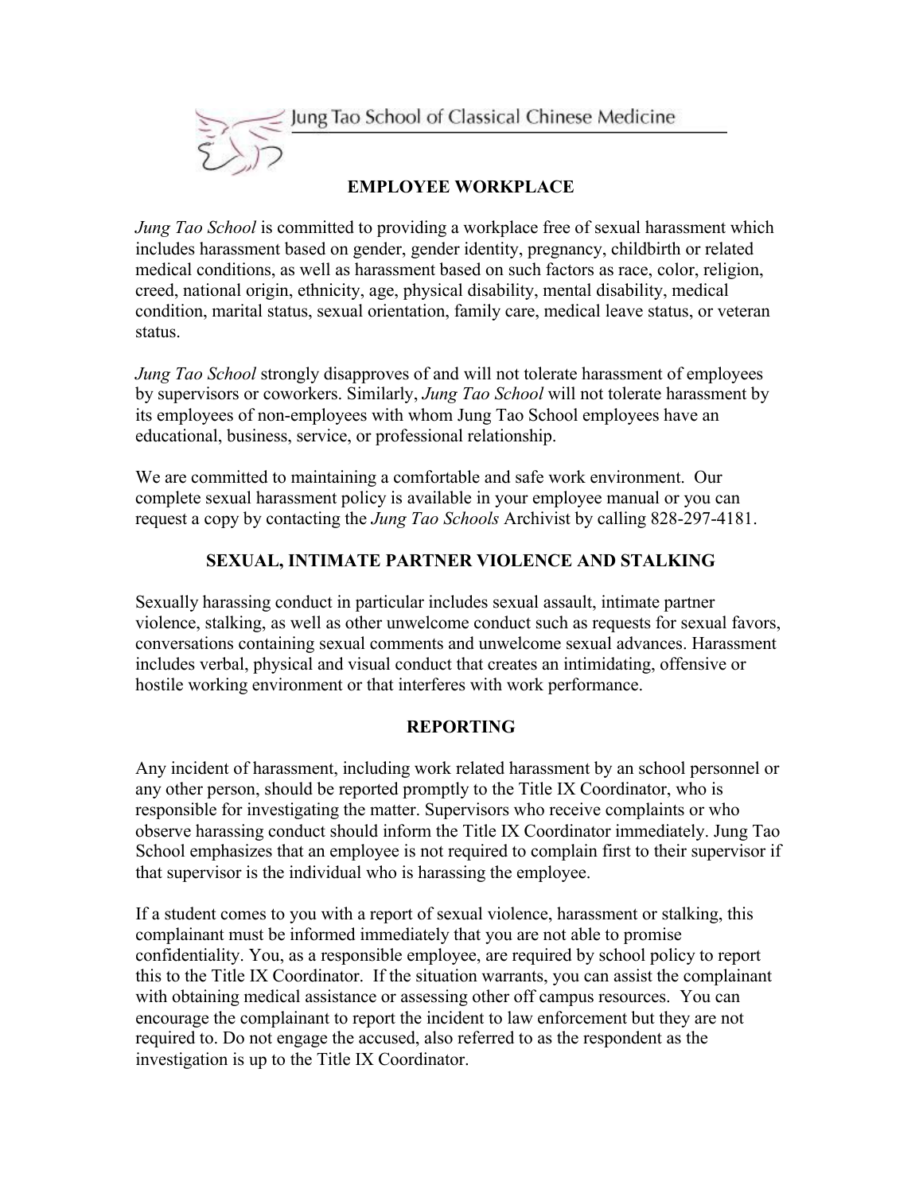Jung Tao School of Classical Chinese Medicine

## EMPLOYEE WORKPLACE

*Jung Tao School* is committed to providing a workplace free of sexual harassment which includes harassment based on gender, gender identity, pregnancy, childbirth or related medical conditions, as well as harassment based on such factors as race, color, religion, creed, national origin, ethnicity, age, physical disability, mental disability, medical condition, marital status, sexual orientation, family care, medical leave status, or veteran status.

*Jung Tao School* strongly disapproves of and will not tolerate harassment of employees by supervisors or coworkers. Similarly, *Jung Tao School* will not tolerate harassment by its employees of non-employees with whom Jung Tao School employees have an educational, business, service, or professional relationship.

We are committed to maintaining a comfortable and safe work environment. Our complete sexual harassment policy is available in your employee manual or you can request a copy by contacting the *Jung Tao Schools* Archivist by calling 828-297-4181.

## SEXUAL, INTIMATE PARTNER VIOLENCE AND STALKING

Sexually harassing conduct in particular includes sexual assault, intimate partner violence, stalking, as well as other unwelcome conduct such as requests for sexual favors, conversations containing sexual comments and unwelcome sexual advances. Harassment includes verbal, physical and visual conduct that creates an intimidating, offensive or hostile working environment or that interferes with work performance.

## REPORTING

Any incident of harassment, including work related harassment by an school personnel or any other person, should be reported promptly to the Title IX Coordinator, who is responsible for investigating the matter. Supervisors who receive complaints or who observe harassing conduct should inform the Title IX Coordinator immediately. Jung Tao School emphasizes that an employee is not required to complain first to their supervisor if that supervisor is the individual who is harassing the employee.

If a student comes to you with a report of sexual violence, harassment or stalking, this complainant must be informed immediately that you are not able to promise confidentiality. You, as a responsible employee, are required by school policy to report this to the Title IX Coordinator. If the situation warrants, you can assist the complainant with obtaining medical assistance or assessing other off campus resources. You can encourage the complainant to report the incident to law enforcement but they are not required to. Do not engage the accused, also referred to as the respondent as the investigation is up to the Title IX Coordinator.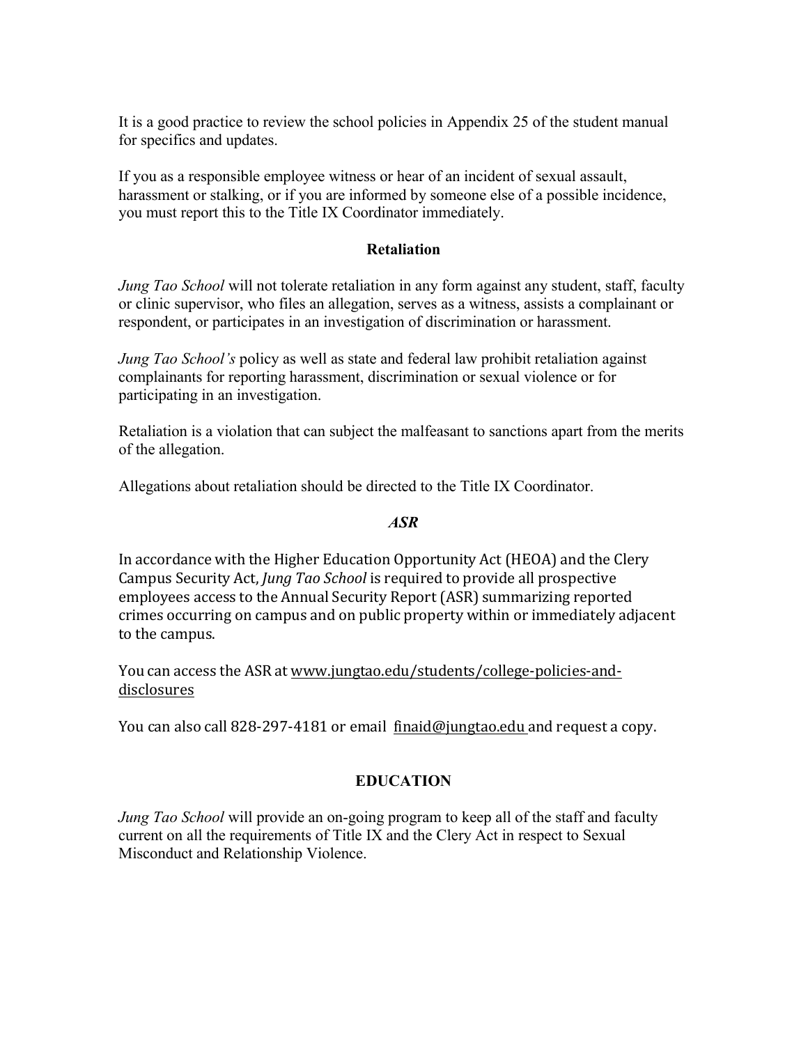It is a good practice to review the school policies in Appendix 25 of the student manual for specifics and updates.

If you as a responsible employee witness or hear of an incident of sexual assault, harassment or stalking, or if you are informed by someone else of a possible incidence, you must report this to the Title IX Coordinator immediately.

### Retaliation

*Jung Tao School* will not tolerate retaliation in any form against any student, staff, faculty or clinic supervisor, who files an allegation, serves as a witness, assists a complainant or respondent, or participates in an investigation of discrimination or harassment.

*Jung Tao School's* policy as well as state and federal law prohibit retaliation against complainants for reporting harassment, discrimination or sexual violence or for participating in an investigation.

Retaliation is a violation that can subject the malfeasant to sanctions apart from the merits of the allegation.

Allegations about retaliation should be directed to the Title IX Coordinator.

### *ASR*

In accordance with the Higher Education Opportunity Act (HEOA) and the Clery Campus Security Act, *Jung Tao School* is required to provide all prospective employees access to the Annual Security Report (ASR) summarizing reported crimes occurring on campus and on public property within or immediately adjacent to the campus.

You can access the ASR at www.jungtao.edu/students/college-policies-and-disclosures

You can also call 828-297-4181 or email finaid@jungtao.edu and request a copy.

### EDUCATION

*Jung Tao School* will provide an on-going program to keep all of the staff and faculty current on all the requirements of Title IX and the Clery Act in respect to Sexual Misconduct and Relationship Violence.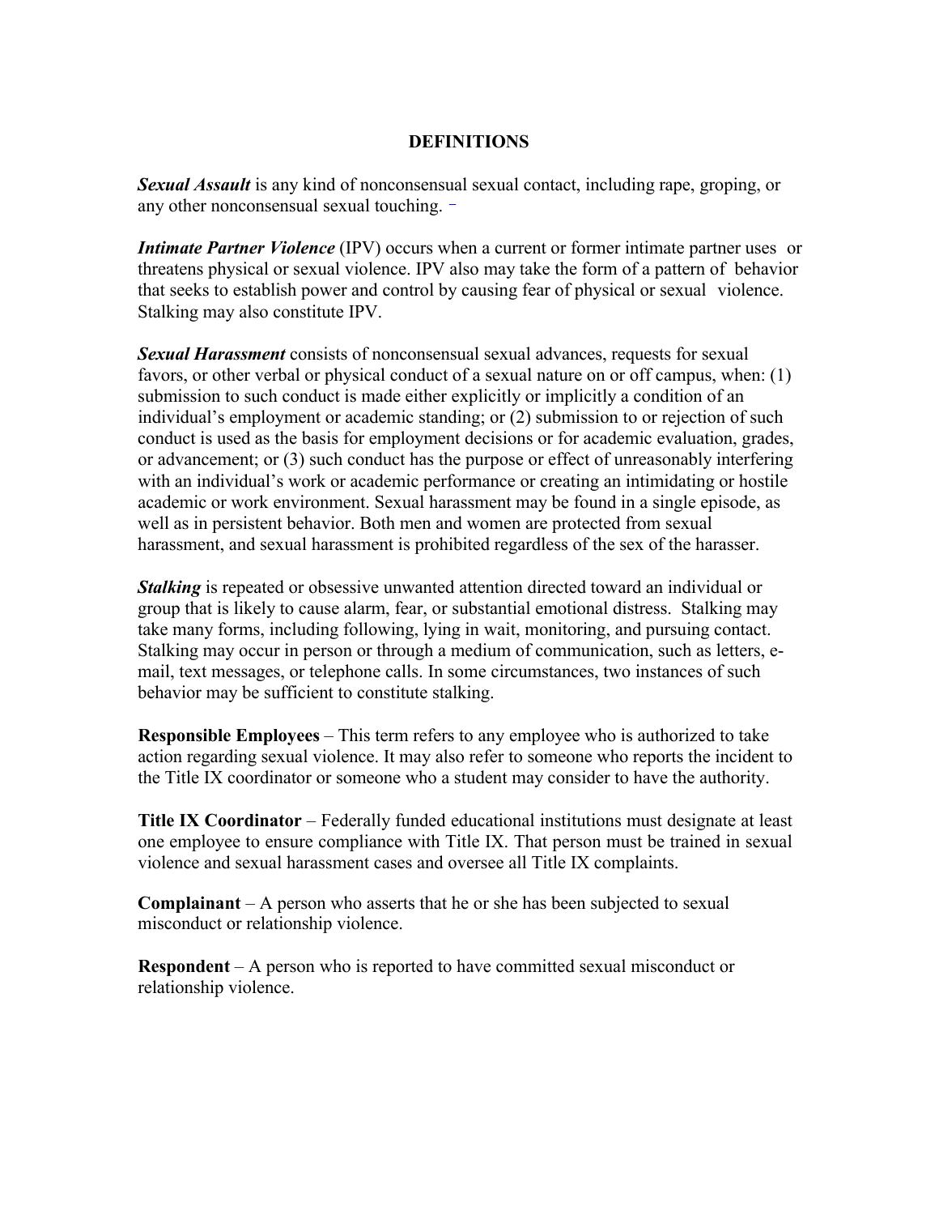## DEFINITIONS

***Sexual Assault*** is any kind of nonconsensual sexual contact, including rape, groping, or any other nonconsensual sexual touching.

***Intimate Partner Violence*** (IPV) occurs when a current or former intimate partner uses or threatens physical or sexual violence. IPV also may take the form of a pattern of behavior that seeks to establish power and control by causing fear of physical or sexual violence. Stalking may also constitute IPV.

***Sexual Harassment*** consists of nonconsensual sexual advances, requests for sexual favors, or other verbal or physical conduct of a sexual nature on or off campus, when: (1) submission to such conduct is made either explicitly or implicitly a condition of an individual's employment or academic standing; or (2) submission to or rejection of such conduct is used as the basis for employment decisions or for academic evaluation, grades, or advancement; or (3) such conduct has the purpose or effect of unreasonably interfering with an individual's work or academic performance or creating an intimidating or hostile academic or work environment. Sexual harassment may be found in a single episode, as well as in persistent behavior. Both men and women are protected from sexual harassment, and sexual harassment is prohibited regardless of the sex of the harasser.

***Stalking*** is repeated or obsessive unwanted attention directed toward an individual or group that is likely to cause alarm, fear, or substantial emotional distress. Stalking may take many forms, including following, lying in wait, monitoring, and pursuing contact. Stalking may occur in person or through a medium of communication, such as letters, e-mail, text messages, or telephone calls. In some circumstances, two instances of such behavior may be sufficient to constitute stalking.

**Responsible Employees** – This term refers to any employee who is authorized to take action regarding sexual violence. It may also refer to someone who reports the incident to the Title IX coordinator or someone who a student may consider to have the authority.

**Title IX Coordinator** – Federally funded educational institutions must designate at least one employee to ensure compliance with Title IX. That person must be trained in sexual violence and sexual harassment cases and oversee all Title IX complaints.

**Complainant** – A person who asserts that he or she has been subjected to sexual misconduct or relationship violence.

**Respondent** – A person who is reported to have committed sexual misconduct or relationship violence.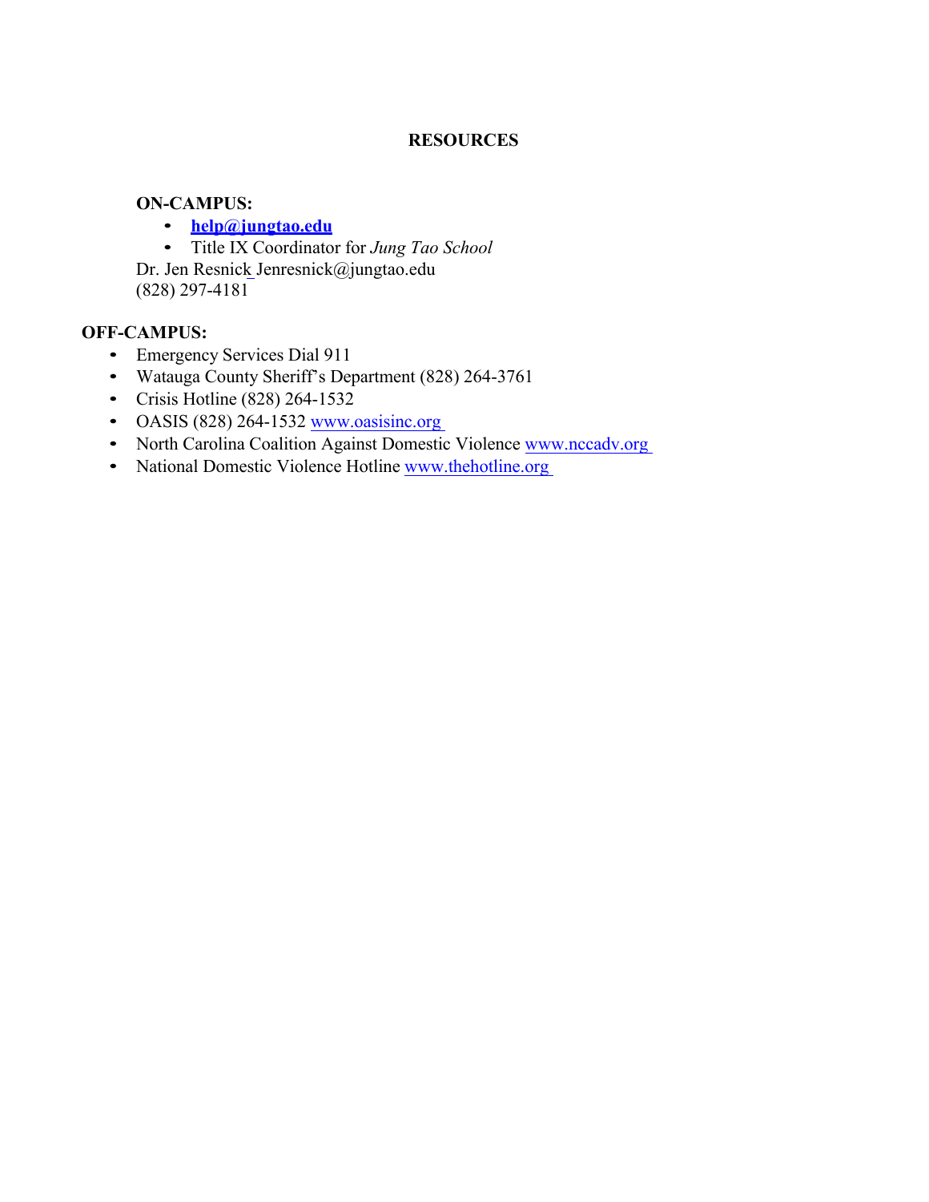**RESOURCES**

**ON-CAMPUS:**

- **help@jungtao.edu**
- Title IX Coordinator for *Jung Tao School*

Dr. Jen Resnick Jenresnick@jungtao.edu
(828) 297-4181

**OFF-CAMPUS:**

- Emergency Services Dial 911
- Watauga County Sheriff's Department (828) 264-3761
- Crisis Hotline (828) 264-1532
- OASIS (828) 264-1532 www.oasisinc.org
- North Carolina Coalition Against Domestic Violence www.nccadv.org
- National Domestic Violence Hotline www.thehotline.org